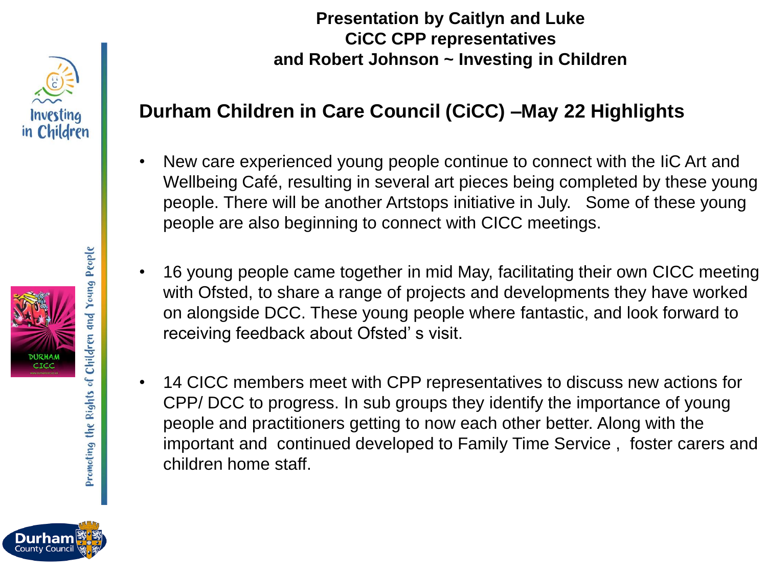**Presentation by Caitlyn and Luke**
**CiCC CPP representatives**
**and Robert Johnson ~ Investing in Children**

## Durham Children in Care Council (CiCC) –May 22 Highlights

- New care experienced young people continue to connect with the IiC Art and Wellbeing Café, resulting in several art pieces being completed by these young people. There will be another Artstops initiative in July. Some of these young people are also beginning to connect with CICC meetings.

- 16 young people came together in mid May, facilitating their own CICC meeting with Ofsted, to share a range of projects and developments they have worked on alongside DCC. These young people where fantastic, and look forward to receiving feedback about Ofsted' s visit.

- 14 CICC members meet with CPP representatives to discuss new actions for CPP/ DCC to progress. In sub groups they identify the importance of young people and practitioners getting to now each other better. Along with the important and continued developed to Family Time Service , foster carers and children home staff.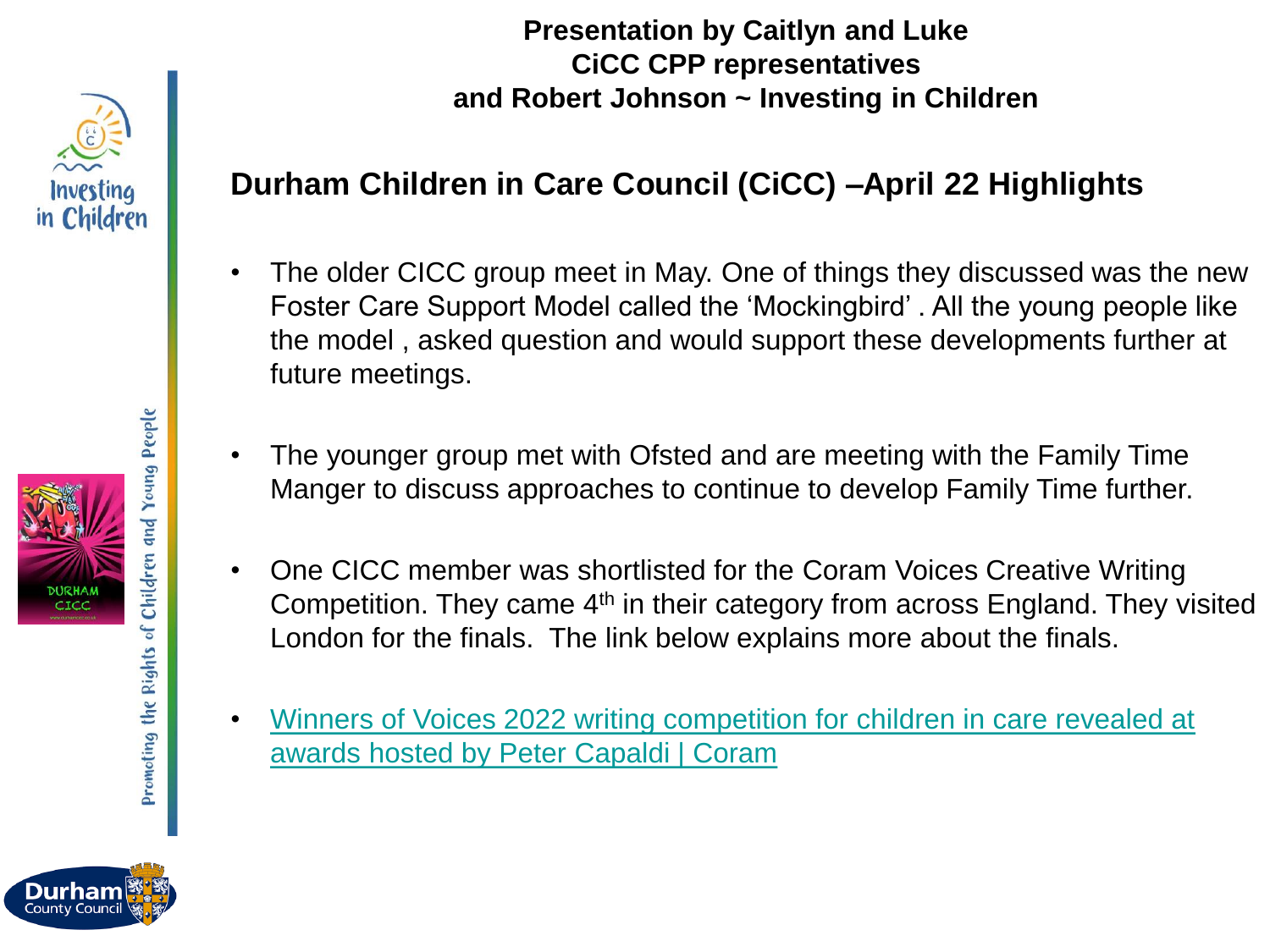**Presentation by Caitlyn and Luke**
**CiCC CPP representatives**
**and Robert Johnson ~ Investing in Children**

## Durham Children in Care Council (CiCC) –April 22 Highlights

- The older CICC group meet in May. One of things they discussed was the new Foster Care Support Model called the 'Mockingbird' . All the young people like the model , asked question and would support these developments further at future meetings.

- The younger group met with Ofsted and are meeting with the Family Time Manger to discuss approaches to continue to develop Family Time further.

- One CICC member was shortlisted for the Coram Voices Creative Writing Competition. They came 4th in their category from across England. They visited London for the finals. The link below explains more about the finals.

- Winners of Voices 2022 writing competition for children in care revealed at awards hosted by Peter Capaldi | Coram

Investing in Children

Promoting the Rights of Children and Young People

Durham CICC

Durham County Council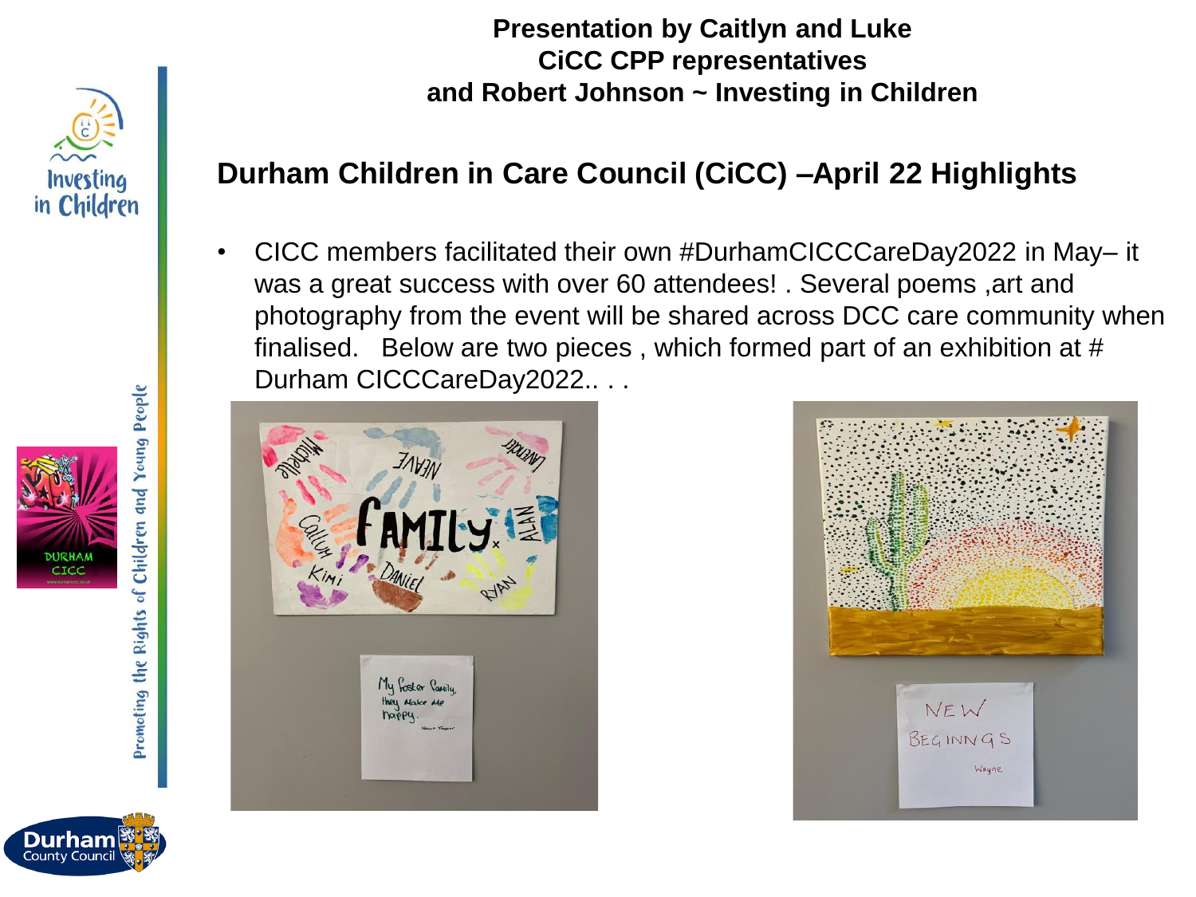**Presentation by Caitlyn and Luke**
**CiCC CPP representatives**
**and Robert Johnson ~ Investing in Children**

## Durham Children in Care Council (CiCC) –April 22 Highlights

- CICC members facilitated their own #DurhamCICCCareDay2022 in May– it was a great success with over 60 attendees! . Several poems ,art and photography from the event will be shared across DCC care community when finalised. Below are two pieces , which formed part of an exhibition at # Durham CICCCareDay2022.. . .